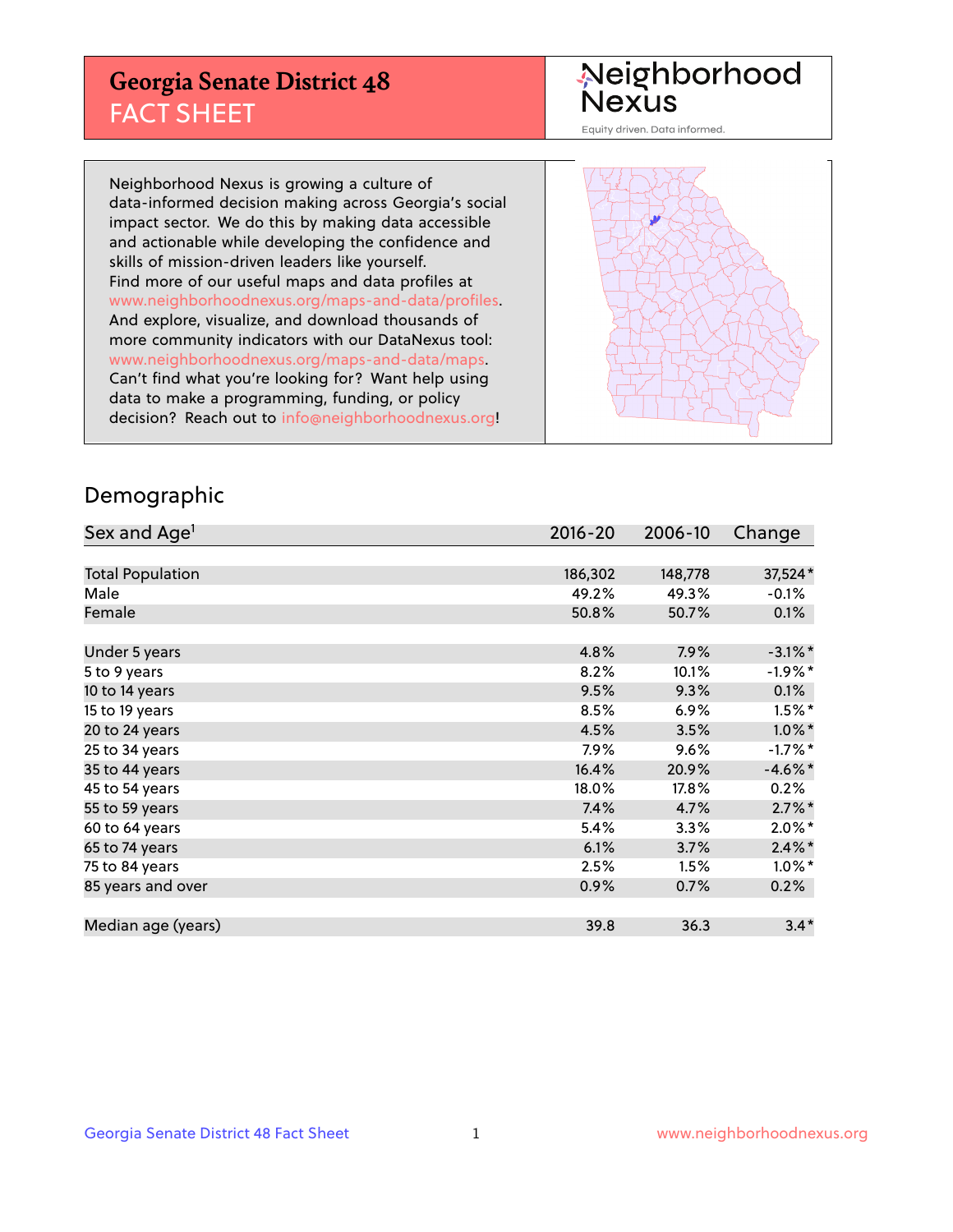# Georgia Senate District 48
## FACT SHEET

Neighborhood Nexus

Equity driven. Data informed.

Neighborhood Nexus is growing a culture of data-informed decision making across Georgia's social impact sector. We do this by making data accessible and actionable while developing the confidence and skills of mission-driven leaders like yourself. Find more of our useful maps and data profiles at www.neighborhoodnexus.org/maps-and-data/profiles. And explore, visualize, and download thousands of more community indicators with our DataNexus tool: www.neighborhoodnexus.org/maps-and-data/maps. Can't find what you're looking for? Want help using data to make a programming, funding, or policy decision? Reach out to info@neighborhoodnexus.org!

## Demographic

| Sex and Age[1] | 2016-20 | 2006-10 | Change |
|---|---|---|---|
| Total Population | 186,302 | 148,778 | 37,524* |
| Male | 49.2% | 49.3% | -0.1% |
| Female | 50.8% | 50.7% | 0.1% |
| Under 5 years | 4.8% | 7.9% | -3.1%* |
| 5 to 9 years | 8.2% | 10.1% | -1.9%* |
| 10 to 14 years | 9.5% | 9.3% | 0.1% |
| 15 to 19 years | 8.5% | 6.9% | 1.5%* |
| 20 to 24 years | 4.5% | 3.5% | 1.0%* |
| 25 to 34 years | 7.9% | 9.6% | -1.7%* |
| 35 to 44 years | 16.4% | 20.9% | -4.6%* |
| 45 to 54 years | 18.0% | 17.8% | 0.2% |
| 55 to 59 years | 7.4% | 4.7% | 2.7%* |
| 60 to 64 years | 5.4% | 3.3% | 2.0%* |
| 65 to 74 years | 6.1% | 3.7% | 2.4%* |
| 75 to 84 years | 2.5% | 1.5% | 1.0%* |
| 85 years and over | 0.9% | 0.7% | 0.2% |
| Median age (years) | 39.8 | 36.3 | 3.4* |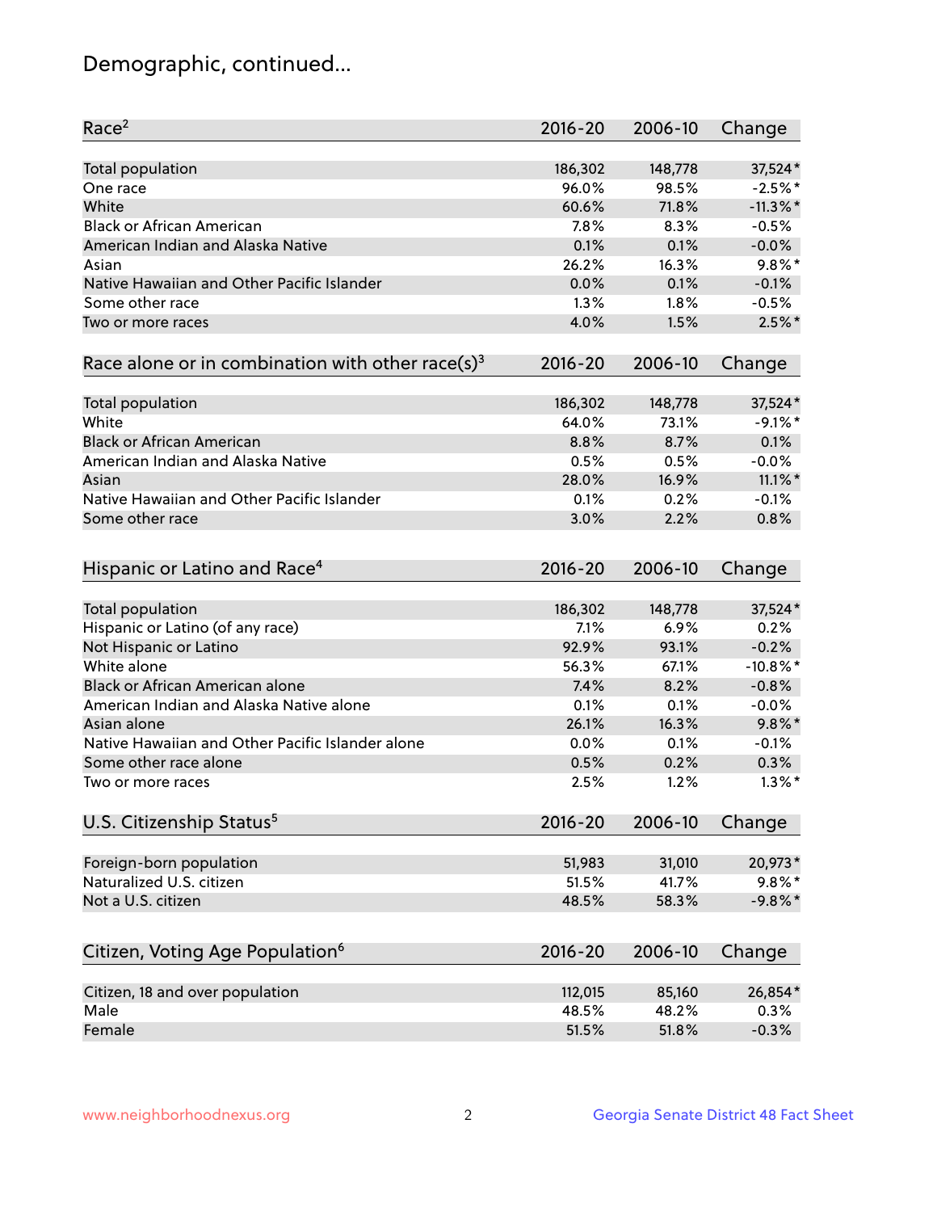# Demographic, continued...

| Race[2] | 2016-20 | 2006-10 | Change |
|---|---|---|---|
| Total population | 186,302 | 148,778 | 37,524* |
| One race | 96.0% | 98.5% | -2.5%* |
| White | 60.6% | 71.8% | -11.3%* |
| Black or African American | 7.8% | 8.3% | -0.5% |
| American Indian and Alaska Native | 0.1% | 0.1% | -0.0% |
| Asian | 26.2% | 16.3% | 9.8%* |
| Native Hawaiian and Other Pacific Islander | 0.0% | 0.1% | -0.1% |
| Some other race | 1.3% | 1.8% | -0.5% |
| Two or more races | 4.0% | 1.5% | 2.5%* |

| Race alone or in combination with other race(s)[3] | 2016-20 | 2006-10 | Change |
|---|---|---|---|
| Total population | 186,302 | 148,778 | 37,524* |
| White | 64.0% | 73.1% | -9.1%* |
| Black or African American | 8.8% | 8.7% | 0.1% |
| American Indian and Alaska Native | 0.5% | 0.5% | -0.0% |
| Asian | 28.0% | 16.9% | 11.1%* |
| Native Hawaiian and Other Pacific Islander | 0.1% | 0.2% | -0.1% |
| Some other race | 3.0% | 2.2% | 0.8% |

| Hispanic or Latino and Race[4] | 2016-20 | 2006-10 | Change |
|---|---|---|---|
| Total population | 186,302 | 148,778 | 37,524* |
| Hispanic or Latino (of any race) | 7.1% | 6.9% | 0.2% |
| Not Hispanic or Latino | 92.9% | 93.1% | -0.2% |
| White alone | 56.3% | 67.1% | -10.8%* |
| Black or African American alone | 7.4% | 8.2% | -0.8% |
| American Indian and Alaska Native alone | 0.1% | 0.1% | -0.0% |
| Asian alone | 26.1% | 16.3% | 9.8%* |
| Native Hawaiian and Other Pacific Islander alone | 0.0% | 0.1% | -0.1% |
| Some other race alone | 0.5% | 0.2% | 0.3% |
| Two or more races | 2.5% | 1.2% | 1.3%* |

| U.S. Citizenship Status[5] | 2016-20 | 2006-10 | Change |
|---|---|---|---|
| Foreign-born population | 51,983 | 31,010 | 20,973* |
| Naturalized U.S. citizen | 51.5% | 41.7% | 9.8%* |
| Not a U.S. citizen | 48.5% | 58.3% | -9.8%* |

| Citizen, Voting Age Population[6] | 2016-20 | 2006-10 | Change |
|---|---|---|---|
| Citizen, 18 and over population | 112,015 | 85,160 | 26,854* |
| Male | 48.5% | 48.2% | 0.3% |
| Female | 51.5% | 51.8% | -0.3% |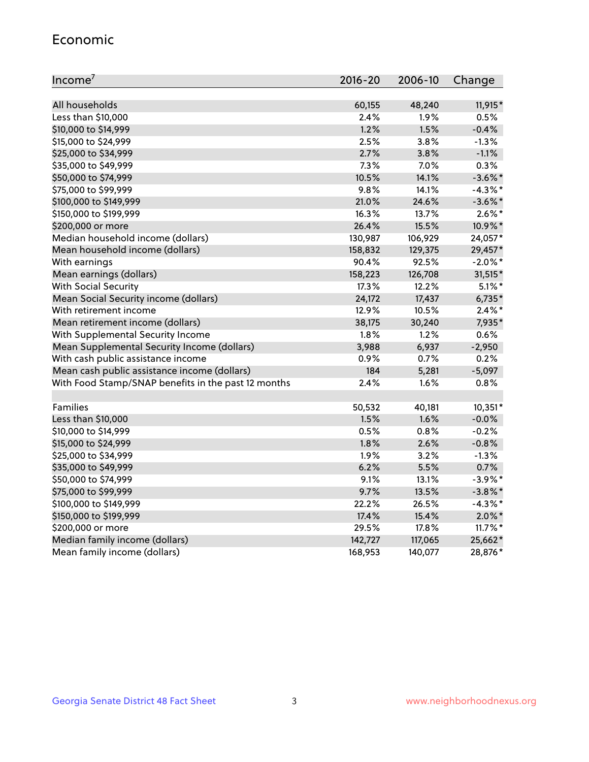## Economic

| Income[7] | 2016-20 | 2006-10 | Change |
|---|---|---|---|
| All households | 60,155 | 48,240 | 11,915* |
| Less than $10,000 | 2.4% | 1.9% | 0.5% |
| $10,000 to $14,999 | 1.2% | 1.5% | -0.4% |
| $15,000 to $24,999 | 2.5% | 3.8% | -1.3% |
| $25,000 to $34,999 | 2.7% | 3.8% | -1.1% |
| $35,000 to $49,999 | 7.3% | 7.0% | 0.3% |
| $50,000 to $74,999 | 10.5% | 14.1% | -3.6%* |
| $75,000 to $99,999 | 9.8% | 14.1% | -4.3%* |
| $100,000 to $149,999 | 21.0% | 24.6% | -3.6%* |
| $150,000 to $199,999 | 16.3% | 13.7% | 2.6%* |
| $200,000 or more | 26.4% | 15.5% | 10.9%* |
| Median household income (dollars) | 130,987 | 106,929 | 24,057* |
| Mean household income (dollars) | 158,832 | 129,375 | 29,457* |
| With earnings | 90.4% | 92.5% | -2.0%* |
| Mean earnings (dollars) | 158,223 | 126,708 | 31,515* |
| With Social Security | 17.3% | 12.2% | 5.1%* |
| Mean Social Security income (dollars) | 24,172 | 17,437 | 6,735* |
| With retirement income | 12.9% | 10.5% | 2.4%* |
| Mean retirement income (dollars) | 38,175 | 30,240 | 7,935* |
| With Supplemental Security Income | 1.8% | 1.2% | 0.6% |
| Mean Supplemental Security Income (dollars) | 3,988 | 6,937 | -2,950 |
| With cash public assistance income | 0.9% | 0.7% | 0.2% |
| Mean cash public assistance income (dollars) | 184 | 5,281 | -5,097 |
| With Food Stamp/SNAP benefits in the past 12 months | 2.4% | 1.6% | 0.8% |
| | | | |
| Families | 50,532 | 40,181 | 10,351* |
| Less than $10,000 | 1.5% | 1.6% | -0.0% |
| $10,000 to $14,999 | 0.5% | 0.8% | -0.2% |
| $15,000 to $24,999 | 1.8% | 2.6% | -0.8% |
| $25,000 to $34,999 | 1.9% | 3.2% | -1.3% |
| $35,000 to $49,999 | 6.2% | 5.5% | 0.7% |
| $50,000 to $74,999 | 9.1% | 13.1% | -3.9%* |
| $75,000 to $99,999 | 9.7% | 13.5% | -3.8%* |
| $100,000 to $149,999 | 22.2% | 26.5% | -4.3%* |
| $150,000 to $199,999 | 17.4% | 15.4% | 2.0%* |
| $200,000 or more | 29.5% | 17.8% | 11.7%* |
| Median family income (dollars) | 142,727 | 117,065 | 25,662* |
| Mean family income (dollars) | 168,953 | 140,077 | 28,876* |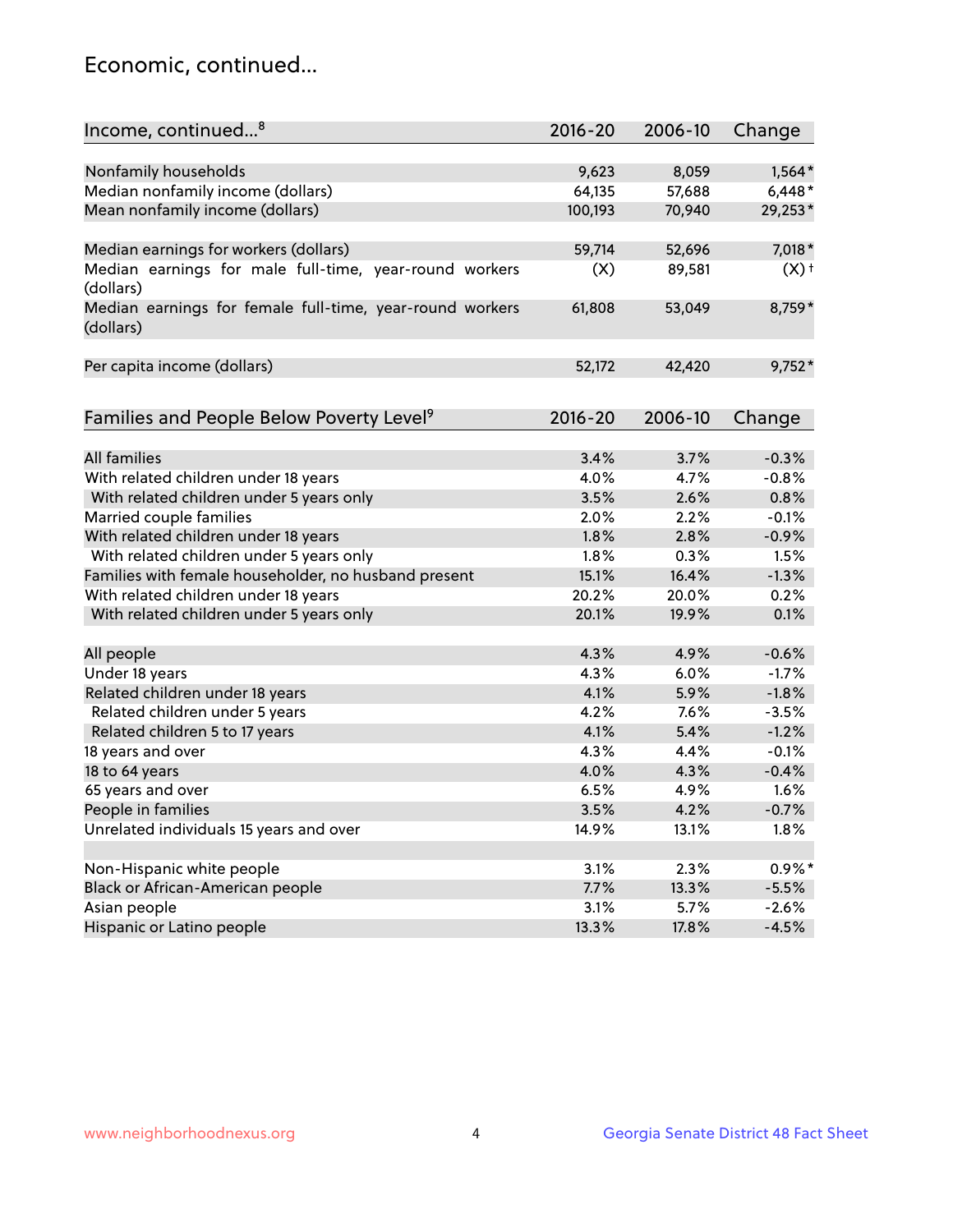## Economic, continued...

| Income, continued...[8] | 2016-20 | 2006-10 | Change |
|---|---|---|---|
| Nonfamily households | 9,623 | 8,059 | 1,564* |
| Median nonfamily income (dollars) | 64,135 | 57,688 | 6,448* |
| Mean nonfamily income (dollars) | 100,193 | 70,940 | 29,253* |
| Median earnings for workers (dollars) | 59,714 | 52,696 | 7,018* |
| Median earnings for male full-time, year-round workers (dollars) | (X) | 89,581 | (X)† |
| Median earnings for female full-time, year-round workers (dollars) | 61,808 | 53,049 | 8,759* |
| Per capita income (dollars) | 52,172 | 42,420 | 9,752* |

| Families and People Below Poverty Level[9] | 2016-20 | 2006-10 | Change |
|---|---|---|---|
| All families | 3.4% | 3.7% | -0.3% |
| With related children under 18 years | 4.0% | 4.7% | -0.8% |
| With related children under 5 years only | 3.5% | 2.6% | 0.8% |
| Married couple families | 2.0% | 2.2% | -0.1% |
| With related children under 18 years | 1.8% | 2.8% | -0.9% |
| With related children under 5 years only | 1.8% | 0.3% | 1.5% |
| Families with female householder, no husband present | 15.1% | 16.4% | -1.3% |
| With related children under 18 years | 20.2% | 20.0% | 0.2% |
| With related children under 5 years only | 20.1% | 19.9% | 0.1% |
| All people | 4.3% | 4.9% | -0.6% |
| Under 18 years | 4.3% | 6.0% | -1.7% |
| Related children under 18 years | 4.1% | 5.9% | -1.8% |
| Related children under 5 years | 4.2% | 7.6% | -3.5% |
| Related children 5 to 17 years | 4.1% | 5.4% | -1.2% |
| 18 years and over | 4.3% | 4.4% | -0.1% |
| 18 to 64 years | 4.0% | 4.3% | -0.4% |
| 65 years and over | 6.5% | 4.9% | 1.6% |
| People in families | 3.5% | 4.2% | -0.7% |
| Unrelated individuals 15 years and over | 14.9% | 13.1% | 1.8% |
| Non-Hispanic white people | 3.1% | 2.3% | 0.9%* |
| Black or African-American people | 7.7% | 13.3% | -5.5% |
| Asian people | 3.1% | 5.7% | -2.6% |
| Hispanic or Latino people | 13.3% | 17.8% | -4.5% |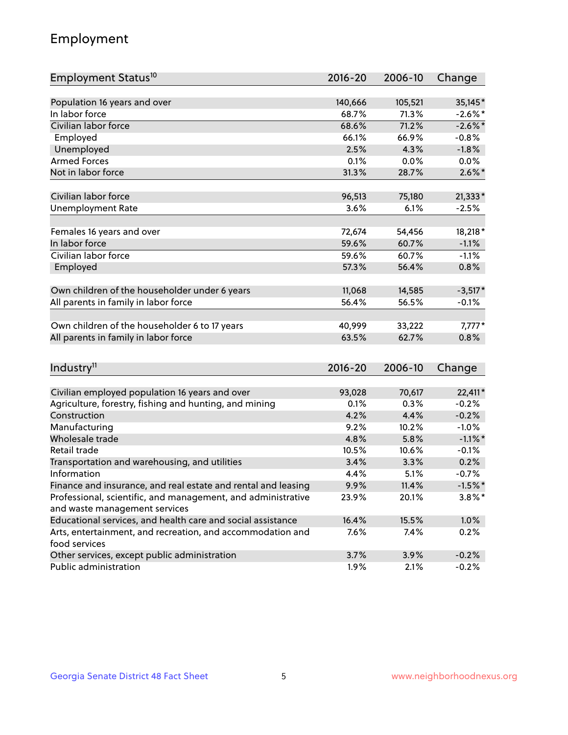# Employment

| Employment Status[10] | 2016-20 | 2006-10 | Change |
|---|---|---|---|
| Population 16 years and over | 140,666 | 105,521 | 35,145* |
| In labor force | 68.7% | 71.3% | -2.6%* |
| Civilian labor force | 68.6% | 71.2% | -2.6%* |
| Employed | 66.1% | 66.9% | -0.8% |
| Unemployed | 2.5% | 4.3% | -1.8% |
| Armed Forces | 0.1% | 0.0% | 0.0% |
| Not in labor force | 31.3% | 28.7% | 2.6%* |
| | | | |
| Civilian labor force | 96,513 | 75,180 | 21,333* |
| Unemployment Rate | 3.6% | 6.1% | -2.5% |
| | | | |
| Females 16 years and over | 72,674 | 54,456 | 18,218* |
| In labor force | 59.6% | 60.7% | -1.1% |
| Civilian labor force | 59.6% | 60.7% | -1.1% |
| Employed | 57.3% | 56.4% | 0.8% |
| | | | |
| Own children of the householder under 6 years | 11,068 | 14,585 | -3,517* |
| All parents in family in labor force | 56.4% | 56.5% | -0.1% |
| | | | |
| Own children of the householder 6 to 17 years | 40,999 | 33,222 | 7,777* |
| All parents in family in labor force | 63.5% | 62.7% | 0.8% |

| Industry[11] | 2016-20 | 2006-10 | Change |
|---|---|---|---|
| Civilian employed population 16 years and over | 93,028 | 70,617 | 22,411* |
| Agriculture, forestry, fishing and hunting, and mining | 0.1% | 0.3% | -0.2% |
| Construction | 4.2% | 4.4% | -0.2% |
| Manufacturing | 9.2% | 10.2% | -1.0% |
| Wholesale trade | 4.8% | 5.8% | -1.1%* |
| Retail trade | 10.5% | 10.6% | -0.1% |
| Transportation and warehousing, and utilities | 3.4% | 3.3% | 0.2% |
| Information | 4.4% | 5.1% | -0.7% |
| Finance and insurance, and real estate and rental and leasing | 9.9% | 11.4% | -1.5%* |
| Professional, scientific, and management, and administrative and waste management services | 23.9% | 20.1% | 3.8%* |
| Educational services, and health care and social assistance | 16.4% | 15.5% | 1.0% |
| Arts, entertainment, and recreation, and accommodation and food services | 7.6% | 7.4% | 0.2% |
| Other services, except public administration | 3.7% | 3.9% | -0.2% |
| Public administration | 1.9% | 2.1% | -0.2% |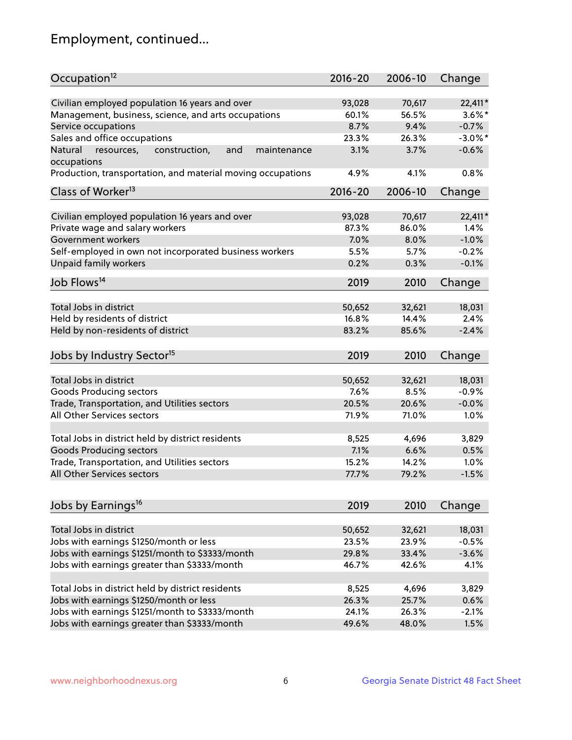# Employment, continued...

| Occupation[12] | 2016-20 | 2006-10 | Change |
|---|---|---|---|
| Civilian employed population 16 years and over | 93,028 | 70,617 | 22,411* |
| Management, business, science, and arts occupations | 60.1% | 56.5% | 3.6%* |
| Service occupations | 8.7% | 9.4% | -0.7% |
| Sales and office occupations | 23.3% | 26.3% | -3.0%* |
| Natural resources, construction, and maintenance occupations | 3.1% | 3.7% | -0.6% |
| Production, transportation, and material moving occupations | 4.9% | 4.1% | 0.8% |

| Class of Worker[13] | 2016-20 | 2006-10 | Change |
|---|---|---|---|
| Civilian employed population 16 years and over | 93,028 | 70,617 | 22,411* |
| Private wage and salary workers | 87.3% | 86.0% | 1.4% |
| Government workers | 7.0% | 8.0% | -1.0% |
| Self-employed in own not incorporated business workers | 5.5% | 5.7% | -0.2% |
| Unpaid family workers | 0.2% | 0.3% | -0.1% |

| Job Flows[14] | 2019 | 2010 | Change |
|---|---|---|---|
| Total Jobs in district | 50,652 | 32,621 | 18,031 |
| Held by residents of district | 16.8% | 14.4% | 2.4% |
| Held by non-residents of district | 83.2% | 85.6% | -2.4% |

| Jobs by Industry Sector[15] | 2019 | 2010 | Change |
|---|---|---|---|
| Total Jobs in district | 50,652 | 32,621 | 18,031 |
| Goods Producing sectors | 7.6% | 8.5% | -0.9% |
| Trade, Transportation, and Utilities sectors | 20.5% | 20.6% | -0.0% |
| All Other Services sectors | 71.9% | 71.0% | 1.0% |
| | | | |
| Total Jobs in district held by district residents | 8,525 | 4,696 | 3,829 |
| Goods Producing sectors | 7.1% | 6.6% | 0.5% |
| Trade, Transportation, and Utilities sectors | 15.2% | 14.2% | 1.0% |
| All Other Services sectors | 77.7% | 79.2% | -1.5% |

| Jobs by Earnings[16] | 2019 | 2010 | Change |
|---|---|---|---|
| Total Jobs in district | 50,652 | 32,621 | 18,031 |
| Jobs with earnings $1250/month or less | 23.5% | 23.9% | -0.5% |
| Jobs with earnings $1251/month to $3333/month | 29.8% | 33.4% | -3.6% |
| Jobs with earnings greater than $3333/month | 46.7% | 42.6% | 4.1% |
| | | | |
| Total Jobs in district held by district residents | 8,525 | 4,696 | 3,829 |
| Jobs with earnings $1250/month or less | 26.3% | 25.7% | 0.6% |
| Jobs with earnings $1251/month to $3333/month | 24.1% | 26.3% | -2.1% |
| Jobs with earnings greater than $3333/month | 49.6% | 48.0% | 1.5% |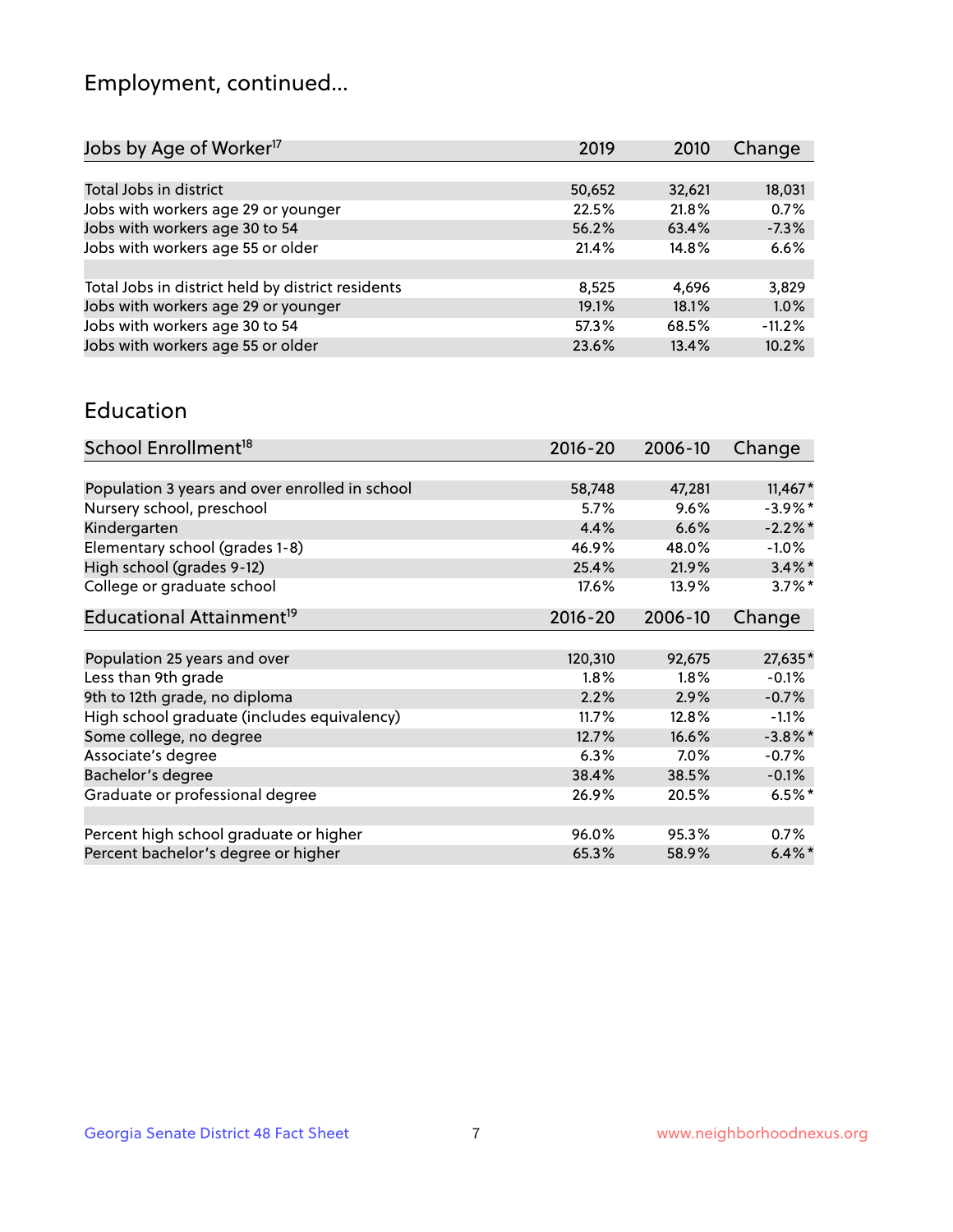## Employment, continued...

| Jobs by Age of Worker[17] | 2019 | 2010 | Change |
|---|---|---|---|
| Total Jobs in district | 50,652 | 32,621 | 18,031 |
| Jobs with workers age 29 or younger | 22.5% | 21.8% | 0.7% |
| Jobs with workers age 30 to 54 | 56.2% | 63.4% | -7.3% |
| Jobs with workers age 55 or older | 21.4% | 14.8% | 6.6% |
| | | | |
| Total Jobs in district held by district residents | 8,525 | 4,696 | 3,829 |
| Jobs with workers age 29 or younger | 19.1% | 18.1% | 1.0% |
| Jobs with workers age 30 to 54 | 57.3% | 68.5% | -11.2% |
| Jobs with workers age 55 or older | 23.6% | 13.4% | 10.2% |

## Education

| School Enrollment[18] | 2016-20 | 2006-10 | Change |
|---|---|---|---|
| Population 3 years and over enrolled in school | 58,748 | 47,281 | 11,467* |
| Nursery school, preschool | 5.7% | 9.6% | -3.9%* |
| Kindergarten | 4.4% | 6.6% | -2.2%* |
| Elementary school (grades 1-8) | 46.9% | 48.0% | -1.0% |
| High school (grades 9-12) | 25.4% | 21.9% | 3.4%* |
| College or graduate school | 17.6% | 13.9% | 3.7%* |

| Educational Attainment[19] | 2016-20 | 2006-10 | Change |
|---|---|---|---|
| Population 25 years and over | 120,310 | 92,675 | 27,635* |
| Less than 9th grade | 1.8% | 1.8% | -0.1% |
| 9th to 12th grade, no diploma | 2.2% | 2.9% | -0.7% |
| High school graduate (includes equivalency) | 11.7% | 12.8% | -1.1% |
| Some college, no degree | 12.7% | 16.6% | -3.8%* |
| Associate's degree | 6.3% | 7.0% | -0.7% |
| Bachelor's degree | 38.4% | 38.5% | -0.1% |
| Graduate or professional degree | 26.9% | 20.5% | 6.5%* |
| | | | |
| Percent high school graduate or higher | 96.0% | 95.3% | 0.7% |
| Percent bachelor's degree or higher | 65.3% | 58.9% | 6.4%* |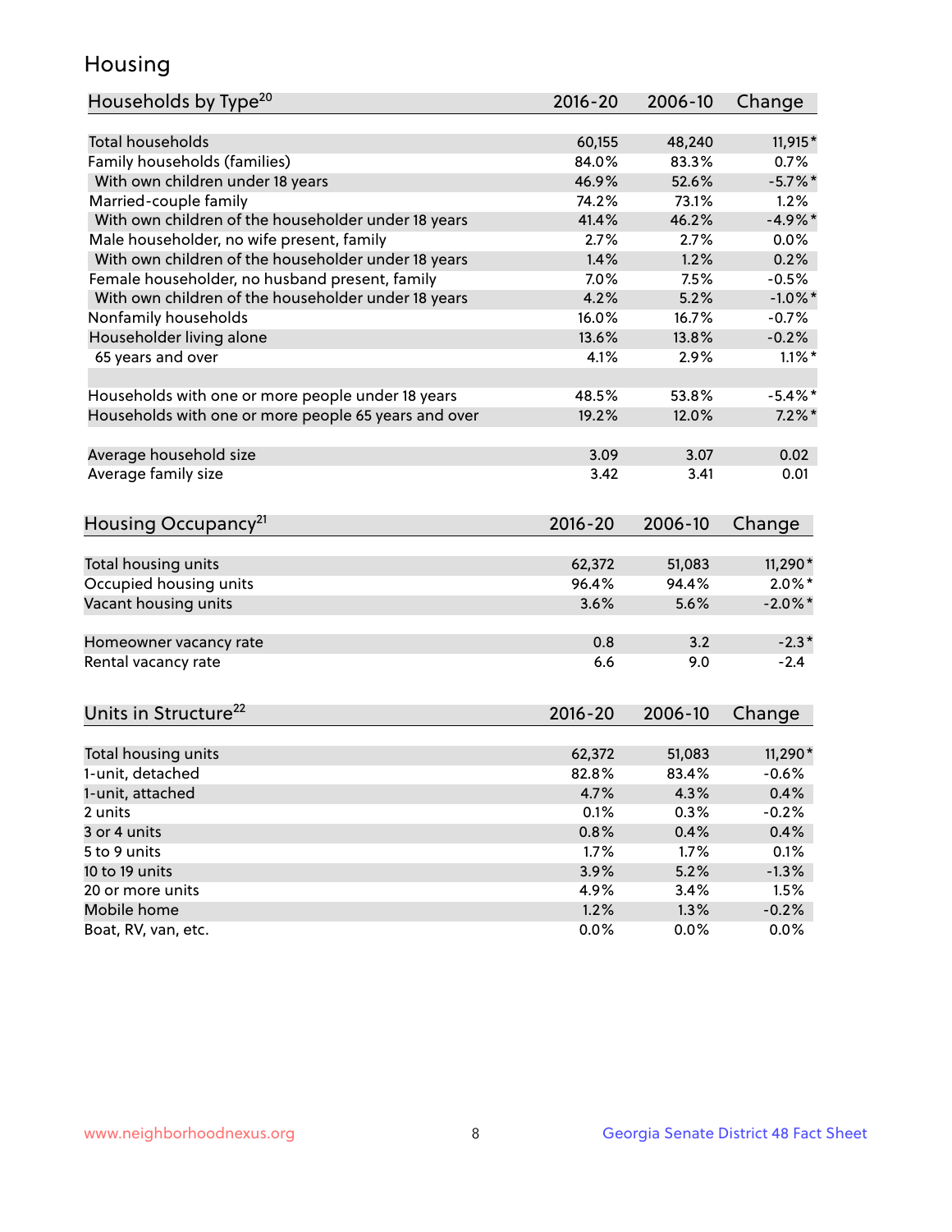## Housing

| Households by Type[20] | 2016-20 | 2006-10 | Change |
|---|---|---|---|
| Total households | 60,155 | 48,240 | 11,915* |
| Family households (families) | 84.0% | 83.3% | 0.7% |
| With own children under 18 years | 46.9% | 52.6% | -5.7%* |
| Married-couple family | 74.2% | 73.1% | 1.2% |
| With own children of the householder under 18 years | 41.4% | 46.2% | -4.9%* |
| Male householder, no wife present, family | 2.7% | 2.7% | 0.0% |
| With own children of the householder under 18 years | 1.4% | 1.2% | 0.2% |
| Female householder, no husband present, family | 7.0% | 7.5% | -0.5% |
| With own children of the householder under 18 years | 4.2% | 5.2% | -1.0%* |
| Nonfamily households | 16.0% | 16.7% | -0.7% |
| Householder living alone | 13.6% | 13.8% | -0.2% |
| 65 years and over | 4.1% | 2.9% | 1.1%* |
| | | | |
| Households with one or more people under 18 years | 48.5% | 53.8% | -5.4%* |
| Households with one or more people 65 years and over | 19.2% | 12.0% | 7.2%* |
| | | | |
| Average household size | 3.09 | 3.07 | 0.02 |
| Average family size | 3.42 | 3.41 | 0.01 |

| Housing Occupancy[21] | 2016-20 | 2006-10 | Change |
|---|---|---|---|
| Total housing units | 62,372 | 51,083 | 11,290* |
| Occupied housing units | 96.4% | 94.4% | 2.0%* |
| Vacant housing units | 3.6% | 5.6% | -2.0%* |
| | | | |
| Homeowner vacancy rate | 0.8 | 3.2 | -2.3* |
| Rental vacancy rate | 6.6 | 9.0 | -2.4 |

| Units in Structure[22] | 2016-20 | 2006-10 | Change |
|---|---|---|---|
| Total housing units | 62,372 | 51,083 | 11,290* |
| 1-unit, detached | 82.8% | 83.4% | -0.6% |
| 1-unit, attached | 4.7% | 4.3% | 0.4% |
| 2 units | 0.1% | 0.3% | -0.2% |
| 3 or 4 units | 0.8% | 0.4% | 0.4% |
| 5 to 9 units | 1.7% | 1.7% | 0.1% |
| 10 to 19 units | 3.9% | 5.2% | -1.3% |
| 20 or more units | 4.9% | 3.4% | 1.5% |
| Mobile home | 1.2% | 1.3% | -0.2% |
| Boat, RV, van, etc. | 0.0% | 0.0% | 0.0% |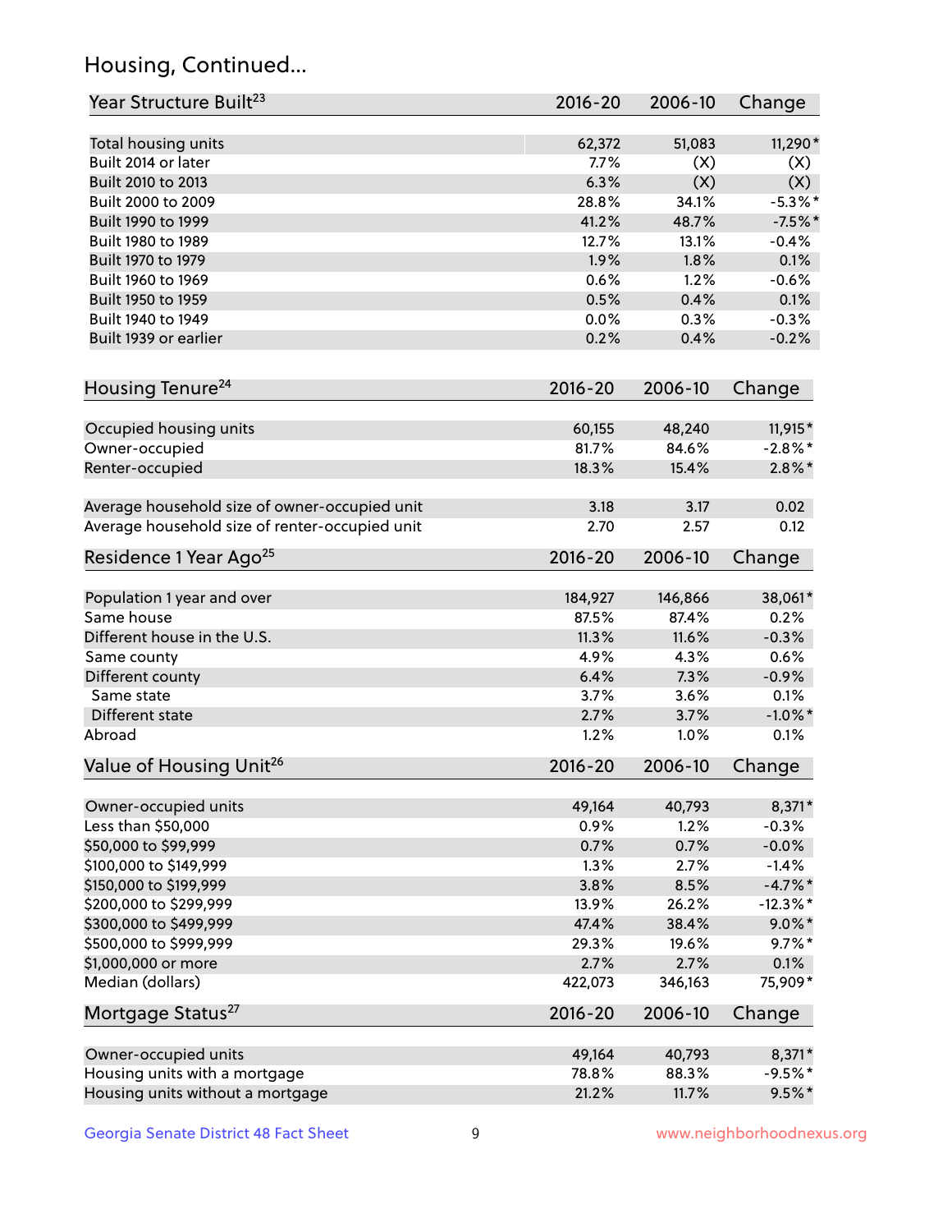## Housing, Continued...

| Year Structure Built[23] | 2016-20 | 2006-10 | Change |
|---|---|---|---|
| Total housing units | 62,372 | 51,083 | 11,290* |
| Built 2014 or later | 7.7% | (X) | (X) |
| Built 2010 to 2013 | 6.3% | (X) | (X) |
| Built 2000 to 2009 | 28.8% | 34.1% | -5.3%* |
| Built 1990 to 1999 | 41.2% | 48.7% | -7.5%* |
| Built 1980 to 1989 | 12.7% | 13.1% | -0.4% |
| Built 1970 to 1979 | 1.9% | 1.8% | 0.1% |
| Built 1960 to 1969 | 0.6% | 1.2% | -0.6% |
| Built 1950 to 1959 | 0.5% | 0.4% | 0.1% |
| Built 1940 to 1949 | 0.0% | 0.3% | -0.3% |
| Built 1939 or earlier | 0.2% | 0.4% | -0.2% |

| Housing Tenure[24] | 2016-20 | 2006-10 | Change |
|---|---|---|---|
| Occupied housing units | 60,155 | 48,240 | 11,915* |
| Owner-occupied | 81.7% | 84.6% | -2.8%* |
| Renter-occupied | 18.3% | 15.4% | 2.8%* |
| Average household size of owner-occupied unit | 3.18 | 3.17 | 0.02 |
| Average household size of renter-occupied unit | 2.70 | 2.57 | 0.12 |

| Residence 1 Year Ago[25] | 2016-20 | 2006-10 | Change |
|---|---|---|---|
| Population 1 year and over | 184,927 | 146,866 | 38,061* |
| Same house | 87.5% | 87.4% | 0.2% |
| Different house in the U.S. | 11.3% | 11.6% | -0.3% |
| Same county | 4.9% | 4.3% | 0.6% |
| Different county | 6.4% | 7.3% | -0.9% |
| Same state | 3.7% | 3.6% | 0.1% |
| Different state | 2.7% | 3.7% | -1.0%* |
| Abroad | 1.2% | 1.0% | 0.1% |

| Value of Housing Unit[26] | 2016-20 | 2006-10 | Change |
|---|---|---|---|
| Owner-occupied units | 49,164 | 40,793 | 8,371* |
| Less than $50,000 | 0.9% | 1.2% | -0.3% |
| $50,000 to $99,999 | 0.7% | 0.7% | -0.0% |
| $100,000 to $149,999 | 1.3% | 2.7% | -1.4% |
| $150,000 to $199,999 | 3.8% | 8.5% | -4.7%* |
| $200,000 to $299,999 | 13.9% | 26.2% | -12.3%* |
| $300,000 to $499,999 | 47.4% | 38.4% | 9.0%* |
| $500,000 to $999,999 | 29.3% | 19.6% | 9.7%* |
| $1,000,000 or more | 2.7% | 2.7% | 0.1% |
| Median (dollars) | 422,073 | 346,163 | 75,909* |

| Mortgage Status[27] | 2016-20 | 2006-10 | Change |
|---|---|---|---|
| Owner-occupied units | 49,164 | 40,793 | 8,371* |
| Housing units with a mortgage | 78.8% | 88.3% | -9.5%* |
| Housing units without a mortgage | 21.2% | 11.7% | 9.5%* |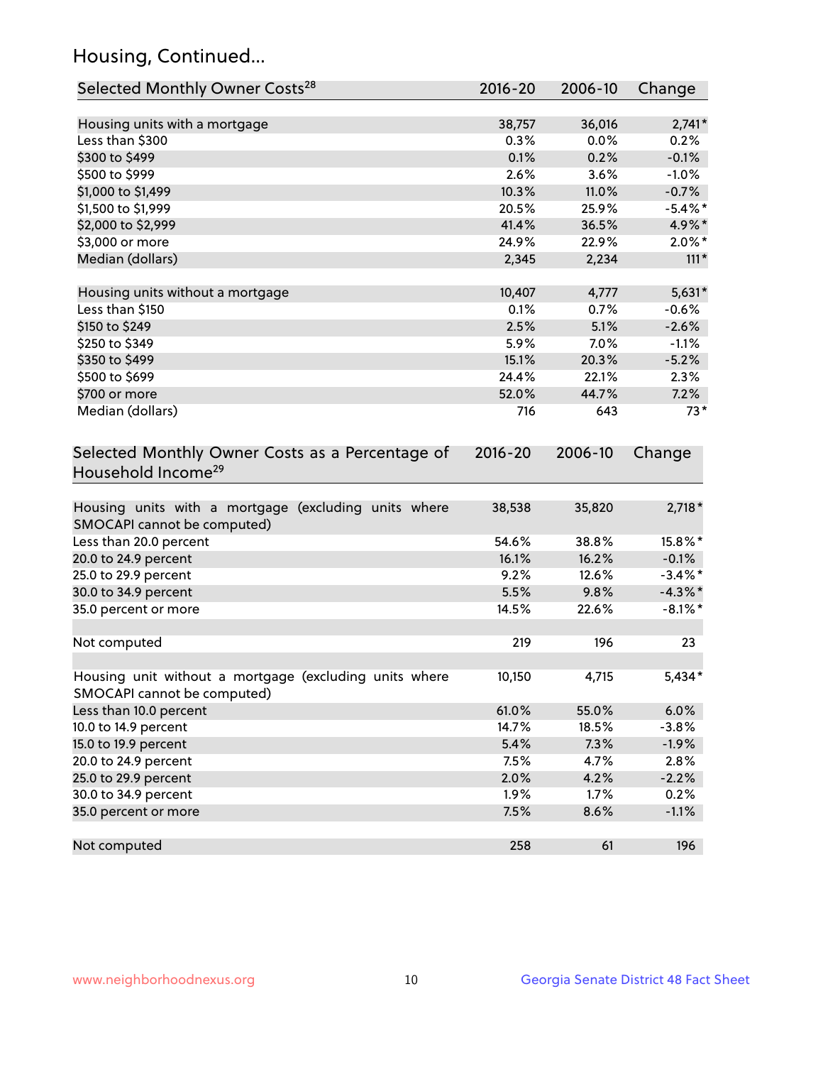## Housing, Continued...

| Selected Monthly Owner Costs[28] | 2016-20 | 2006-10 | Change |
|---|---|---|---|
| Housing units with a mortgage | 38,757 | 36,016 | 2,741* |
| Less than $300 | 0.3% | 0.0% | 0.2% |
| $300 to $499 | 0.1% | 0.2% | -0.1% |
| $500 to $999 | 2.6% | 3.6% | -1.0% |
| $1,000 to $1,499 | 10.3% | 11.0% | -0.7% |
| $1,500 to $1,999 | 20.5% | 25.9% | -5.4%* |
| $2,000 to $2,999 | 41.4% | 36.5% | 4.9%* |
| $3,000 or more | 24.9% | 22.9% | 2.0%* |
| Median (dollars) | 2,345 | 2,234 | 111* |
| Housing units without a mortgage | 10,407 | 4,777 | 5,631* |
| Less than $150 | 0.1% | 0.7% | -0.6% |
| $150 to $249 | 2.5% | 5.1% | -2.6% |
| $250 to $349 | 5.9% | 7.0% | -1.1% |
| $350 to $499 | 15.1% | 20.3% | -5.2% |
| $500 to $699 | 24.4% | 22.1% | 2.3% |
| $700 or more | 52.0% | 44.7% | 7.2% |
| Median (dollars) | 716 | 643 | 73* |

| Selected Monthly Owner Costs as a Percentage of Household Income[29] | 2016-20 | 2006-10 | Change |
|---|---|---|---|
| Housing units with a mortgage (excluding units where SMOCAPI cannot be computed) | 38,538 | 35,820 | 2,718* |
| Less than 20.0 percent | 54.6% | 38.8% | 15.8%* |
| 20.0 to 24.9 percent | 16.1% | 16.2% | -0.1% |
| 25.0 to 29.9 percent | 9.2% | 12.6% | -3.4%* |
| 30.0 to 34.9 percent | 5.5% | 9.8% | -4.3%* |
| 35.0 percent or more | 14.5% | 22.6% | -8.1%* |
| Not computed | 219 | 196 | 23 |
| Housing unit without a mortgage (excluding units where SMOCAPI cannot be computed) | 10,150 | 4,715 | 5,434* |
| Less than 10.0 percent | 61.0% | 55.0% | 6.0% |
| 10.0 to 14.9 percent | 14.7% | 18.5% | -3.8% |
| 15.0 to 19.9 percent | 5.4% | 7.3% | -1.9% |
| 20.0 to 24.9 percent | 7.5% | 4.7% | 2.8% |
| 25.0 to 29.9 percent | 2.0% | 4.2% | -2.2% |
| 30.0 to 34.9 percent | 1.9% | 1.7% | 0.2% |
| 35.0 percent or more | 7.5% | 8.6% | -1.1% |
| Not computed | 258 | 61 | 196 |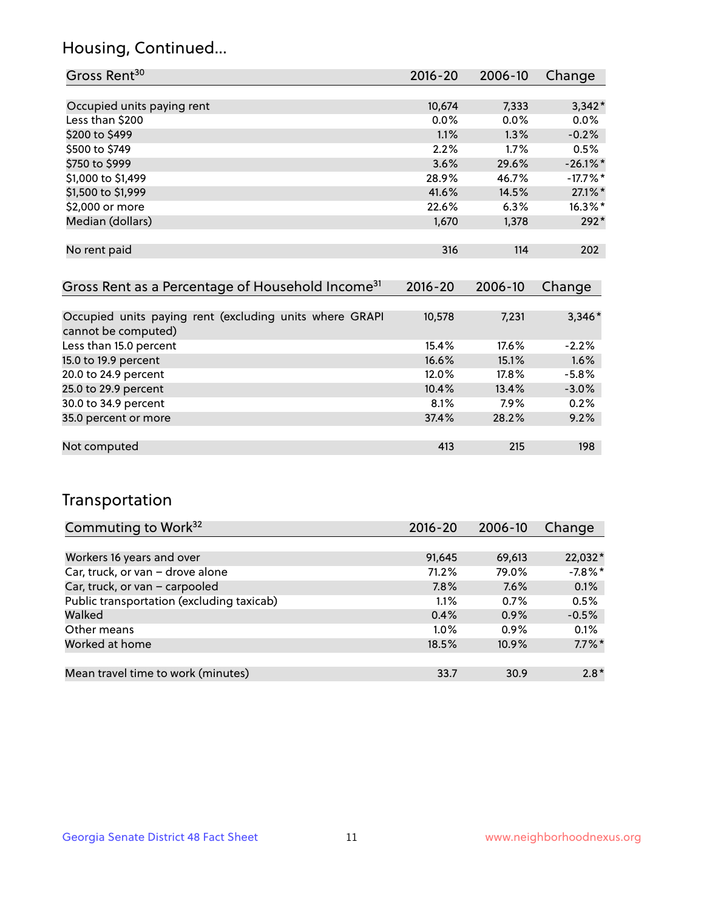## Housing, Continued...

| Gross Rent[30] | 2016-20 | 2006-10 | Change |
|---|---|---|---|
| Occupied units paying rent | 10,674 | 7,333 | 3,342* |
| Less than $200 | 0.0% | 0.0% | 0.0% |
| $200 to $499 | 1.1% | 1.3% | -0.2% |
| $500 to $749 | 2.2% | 1.7% | 0.5% |
| $750 to $999 | 3.6% | 29.6% | -26.1%* |
| $1,000 to $1,499 | 28.9% | 46.7% | -17.7%* |
| $1,500 to $1,999 | 41.6% | 14.5% | 27.1%* |
| $2,000 or more | 22.6% | 6.3% | 16.3%* |
| Median (dollars) | 1,670 | 1,378 | 292* |
| No rent paid | 316 | 114 | 202 |

| Gross Rent as a Percentage of Household Income[31] | 2016-20 | 2006-10 | Change |
|---|---|---|---|
| Occupied units paying rent (excluding units where GRAPI cannot be computed) | 10,578 | 7,231 | 3,346* |
| Less than 15.0 percent | 15.4% | 17.6% | -2.2% |
| 15.0 to 19.9 percent | 16.6% | 15.1% | 1.6% |
| 20.0 to 24.9 percent | 12.0% | 17.8% | -5.8% |
| 25.0 to 29.9 percent | 10.4% | 13.4% | -3.0% |
| 30.0 to 34.9 percent | 8.1% | 7.9% | 0.2% |
| 35.0 percent or more | 37.4% | 28.2% | 9.2% |
| Not computed | 413 | 215 | 198 |

## Transportation

| Commuting to Work[32] | 2016-20 | 2006-10 | Change |
|---|---|---|---|
| Workers 16 years and over | 91,645 | 69,613 | 22,032* |
| Car, truck, or van – drove alone | 71.2% | 79.0% | -7.8%* |
| Car, truck, or van – carpooled | 7.8% | 7.6% | 0.1% |
| Public transportation (excluding taxicab) | 1.1% | 0.7% | 0.5% |
| Walked | 0.4% | 0.9% | -0.5% |
| Other means | 1.0% | 0.9% | 0.1% |
| Worked at home | 18.5% | 10.9% | 7.7%* |
| Mean travel time to work (minutes) | 33.7 | 30.9 | 2.8* |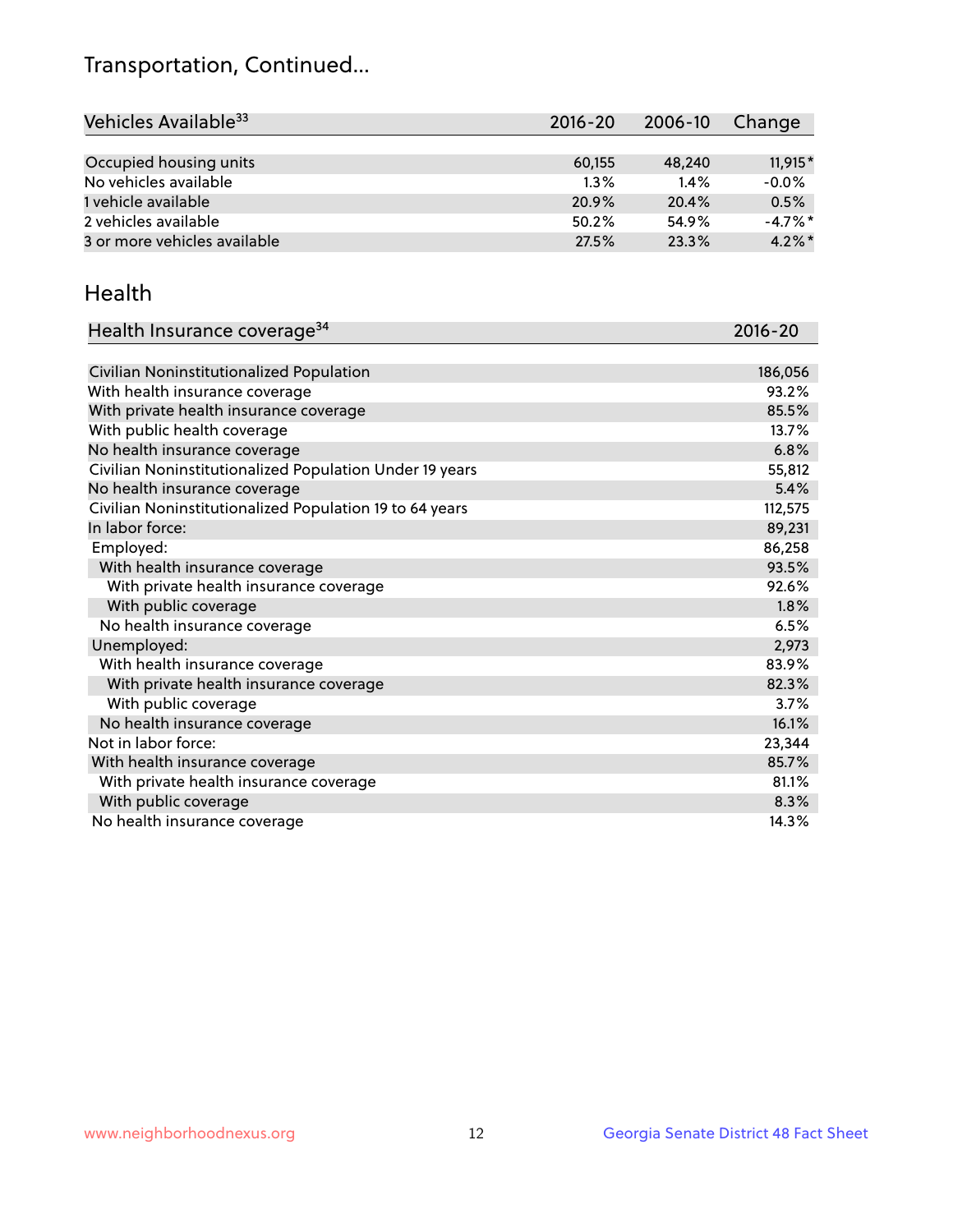# Transportation, Continued...

| Vehicles Available[33] | 2016-20 | 2006-10 | Change |
|---|---|---|---|
| Occupied housing units | 60,155 | 48,240 | 11,915* |
| No vehicles available | 1.3% | 1.4% | -0.0% |
| 1 vehicle available | 20.9% | 20.4% | 0.5% |
| 2 vehicles available | 50.2% | 54.9% | -4.7%* |
| 3 or more vehicles available | 27.5% | 23.3% | 4.2%* |

## Health

| Health Insurance coverage[34] | 2016-20 |
|---|---|
| Civilian Noninstitutionalized Population | 186,056 |
| With health insurance coverage | 93.2% |
| With private health insurance coverage | 85.5% |
| With public health coverage | 13.7% |
| No health insurance coverage | 6.8% |
| Civilian Noninstitutionalized Population Under 19 years | 55,812 |
| No health insurance coverage | 5.4% |
| Civilian Noninstitutionalized Population 19 to 64 years | 112,575 |
| In labor force: | 89,231 |
| Employed: | 86,258 |
| With health insurance coverage | 93.5% |
| With private health insurance coverage | 92.6% |
| With public coverage | 1.8% |
| No health insurance coverage | 6.5% |
| Unemployed: | 2,973 |
| With health insurance coverage | 83.9% |
| With private health insurance coverage | 82.3% |
| With public coverage | 3.7% |
| No health insurance coverage | 16.1% |
| Not in labor force: | 23,344 |
| With health insurance coverage | 85.7% |
| With private health insurance coverage | 81.1% |
| With public coverage | 8.3% |
| No health insurance coverage | 14.3% |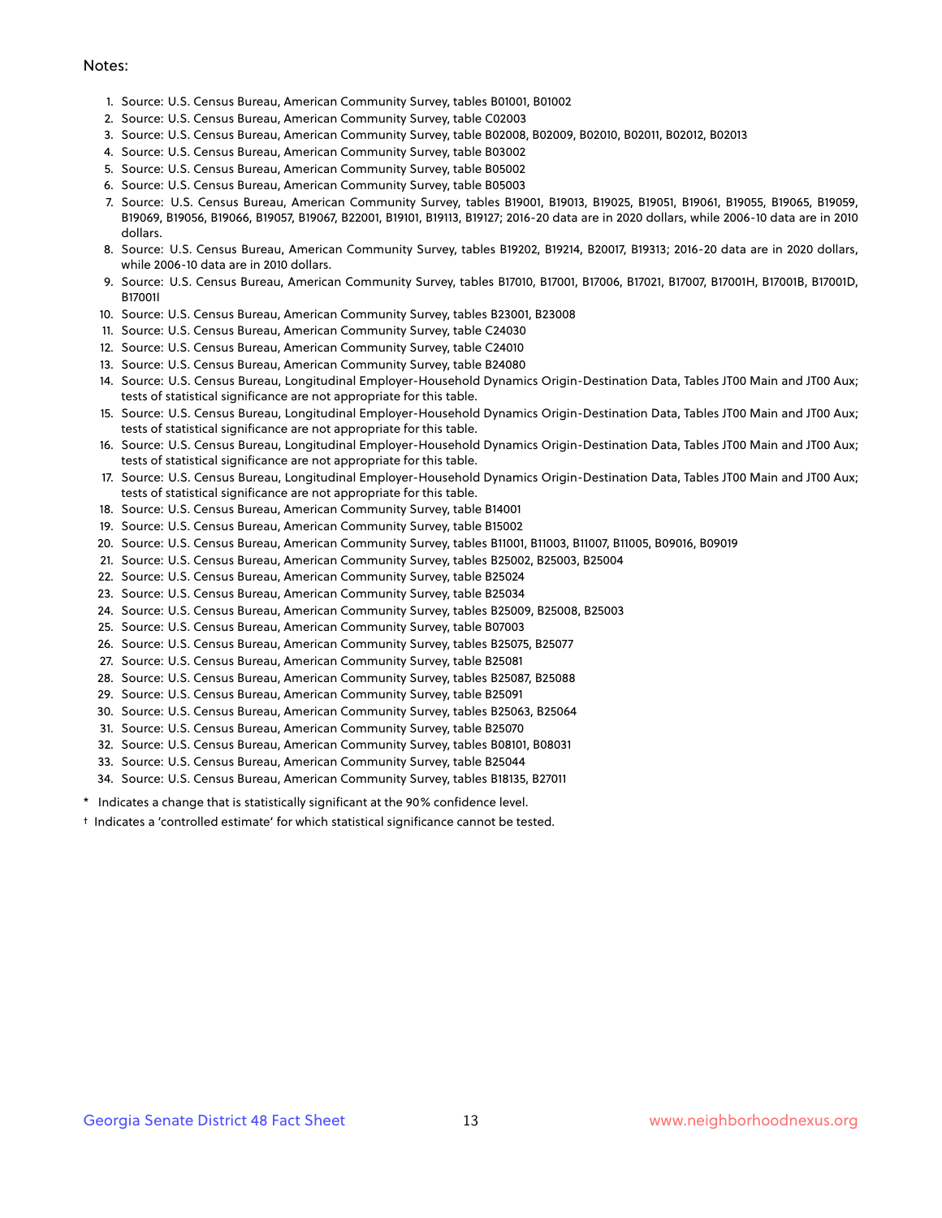Notes:

1. Source: U.S. Census Bureau, American Community Survey, tables B01001, B01002
2. Source: U.S. Census Bureau, American Community Survey, table C02003
3. Source: U.S. Census Bureau, American Community Survey, table B02008, B02009, B02010, B02011, B02012, B02013
4. Source: U.S. Census Bureau, American Community Survey, table B03002
5. Source: U.S. Census Bureau, American Community Survey, table B05002
6. Source: U.S. Census Bureau, American Community Survey, table B05003
7. Source: U.S. Census Bureau, American Community Survey, tables B19001, B19013, B19025, B19051, B19061, B19055, B19065, B19059, B19069, B19056, B19066, B19057, B19067, B22001, B19101, B19113, B19127; 2016-20 data are in 2020 dollars, while 2006-10 data are in 2010 dollars.
8. Source: U.S. Census Bureau, American Community Survey, tables B19202, B19214, B20017, B19313; 2016-20 data are in 2020 dollars, while 2006-10 data are in 2010 dollars.
9. Source: U.S. Census Bureau, American Community Survey, tables B17010, B17001, B17006, B17021, B17007, B17001H, B17001B, B17001D, B17001I
10. Source: U.S. Census Bureau, American Community Survey, tables B23001, B23008
11. Source: U.S. Census Bureau, American Community Survey, table C24030
12. Source: U.S. Census Bureau, American Community Survey, table C24010
13. Source: U.S. Census Bureau, American Community Survey, table B24080
14. Source: U.S. Census Bureau, Longitudinal Employer-Household Dynamics Origin-Destination Data, Tables JT00 Main and JT00 Aux; tests of statistical significance are not appropriate for this table.
15. Source: U.S. Census Bureau, Longitudinal Employer-Household Dynamics Origin-Destination Data, Tables JT00 Main and JT00 Aux; tests of statistical significance are not appropriate for this table.
16. Source: U.S. Census Bureau, Longitudinal Employer-Household Dynamics Origin-Destination Data, Tables JT00 Main and JT00 Aux; tests of statistical significance are not appropriate for this table.
17. Source: U.S. Census Bureau, Longitudinal Employer-Household Dynamics Origin-Destination Data, Tables JT00 Main and JT00 Aux; tests of statistical significance are not appropriate for this table.
18. Source: U.S. Census Bureau, American Community Survey, table B14001
19. Source: U.S. Census Bureau, American Community Survey, table B15002
20. Source: U.S. Census Bureau, American Community Survey, tables B11001, B11003, B11007, B11005, B09016, B09019
21. Source: U.S. Census Bureau, American Community Survey, tables B25002, B25003, B25004
22. Source: U.S. Census Bureau, American Community Survey, table B25024
23. Source: U.S. Census Bureau, American Community Survey, table B25034
24. Source: U.S. Census Bureau, American Community Survey, tables B25009, B25008, B25003
25. Source: U.S. Census Bureau, American Community Survey, table B07003
26. Source: U.S. Census Bureau, American Community Survey, tables B25075, B25077
27. Source: U.S. Census Bureau, American Community Survey, table B25081
28. Source: U.S. Census Bureau, American Community Survey, tables B25087, B25088
29. Source: U.S. Census Bureau, American Community Survey, table B25091
30. Source: U.S. Census Bureau, American Community Survey, tables B25063, B25064
31. Source: U.S. Census Bureau, American Community Survey, table B25070
32. Source: U.S. Census Bureau, American Community Survey, tables B08101, B08031
33. Source: U.S. Census Bureau, American Community Survey, table B25044
34. Source: U.S. Census Bureau, American Community Survey, tables B18135, B27011

\* Indicates a change that is statistically significant at the 90% confidence level.

† Indicates a 'controlled estimate' for which statistical significance cannot be tested.